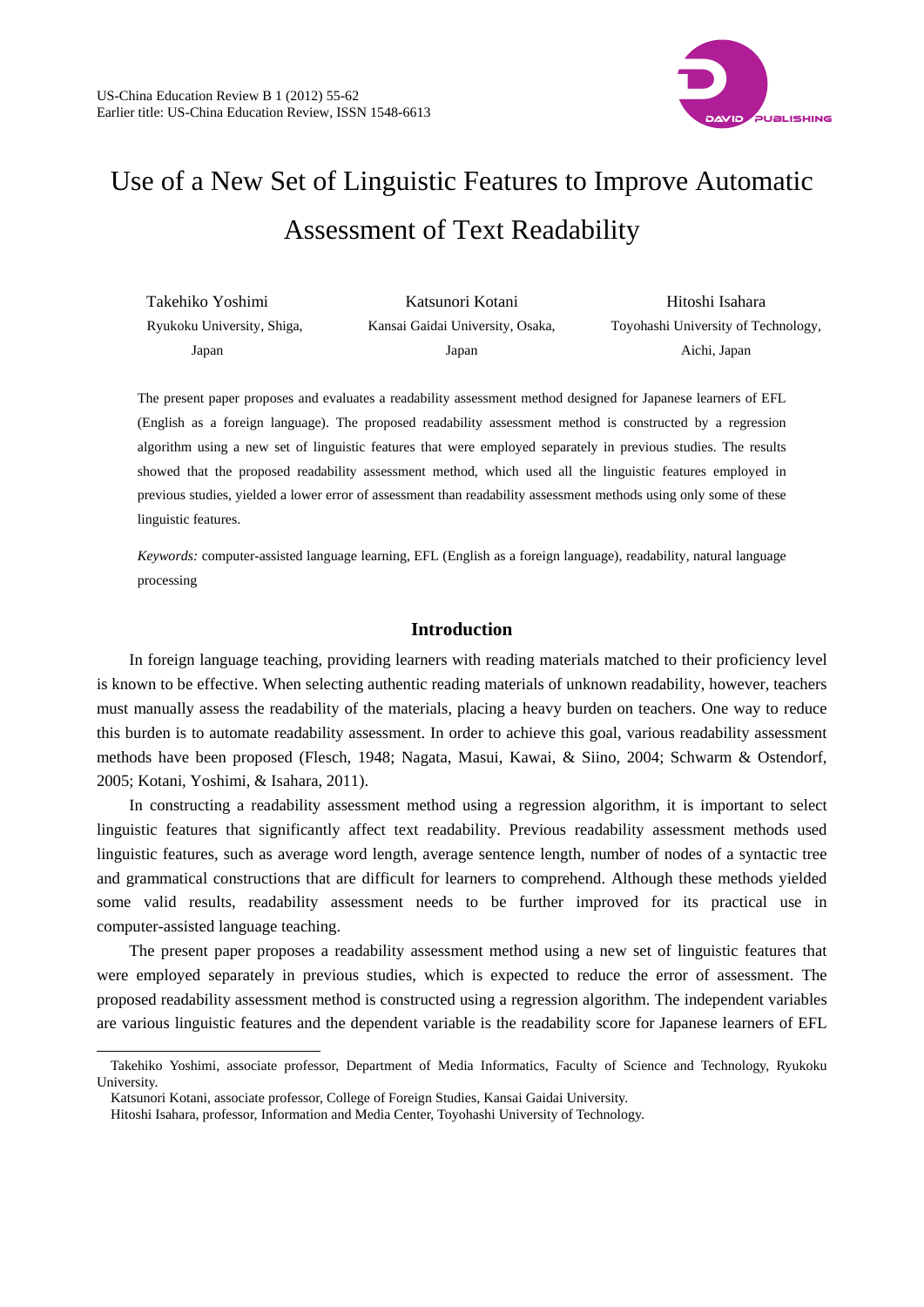# Use of a New Set of Linguistic Features to Improve Automatic Assessment of Text Readability

Takehiko Yoshimi
Ryukoku University, Shiga, Japan

Katsunori Kotani
Kansai Gaidai University, Osaka, Japan

Hitoshi Isahara
Toyohashi University of Technology, Aichi, Japan

The present paper proposes and evaluates a readability assessment method designed for Japanese learners of EFL (English as a foreign language). The proposed readability assessment method is constructed by a regression algorithm using a new set of linguistic features that were employed separately in previous studies. The results showed that the proposed readability assessment method, which used all the linguistic features employed in previous studies, yielded a lower error of assessment than readability assessment methods using only some of these linguistic features.

*Keywords:* computer-assisted language learning, EFL (English as a foreign language), readability, natural language processing

## Introduction

In foreign language teaching, providing learners with reading materials matched to their proficiency level is known to be effective. When selecting authentic reading materials of unknown readability, however, teachers must manually assess the readability of the materials, placing a heavy burden on teachers. One way to reduce this burden is to automate readability assessment. In order to achieve this goal, various readability assessment methods have been proposed (Flesch, 1948; Nagata, Masui, Kawai, & Siino, 2004; Schwarm & Ostendorf, 2005; Kotani, Yoshimi, & Isahara, 2011).

In constructing a readability assessment method using a regression algorithm, it is important to select linguistic features that significantly affect text readability. Previous readability assessment methods used linguistic features, such as average word length, average sentence length, number of nodes of a syntactic tree and grammatical constructions that are difficult for learners to comprehend. Although these methods yielded some valid results, readability assessment needs to be further improved for its practical use in computer-assisted language teaching.

The present paper proposes a readability assessment method using a new set of linguistic features that were employed separately in previous studies, which is expected to reduce the error of assessment. The proposed readability assessment method is constructed using a regression algorithm. The independent variables are various linguistic features and the dependent variable is the readability score for Japanese learners of EFL

---

Takehiko Yoshimi, associate professor, Department of Media Informatics, Faculty of Science and Technology, Ryukoku University.

Katsunori Kotani, associate professor, College of Foreign Studies, Kansai Gaidai University.

Hitoshi Isahara, professor, Information and Media Center, Toyohashi University of Technology.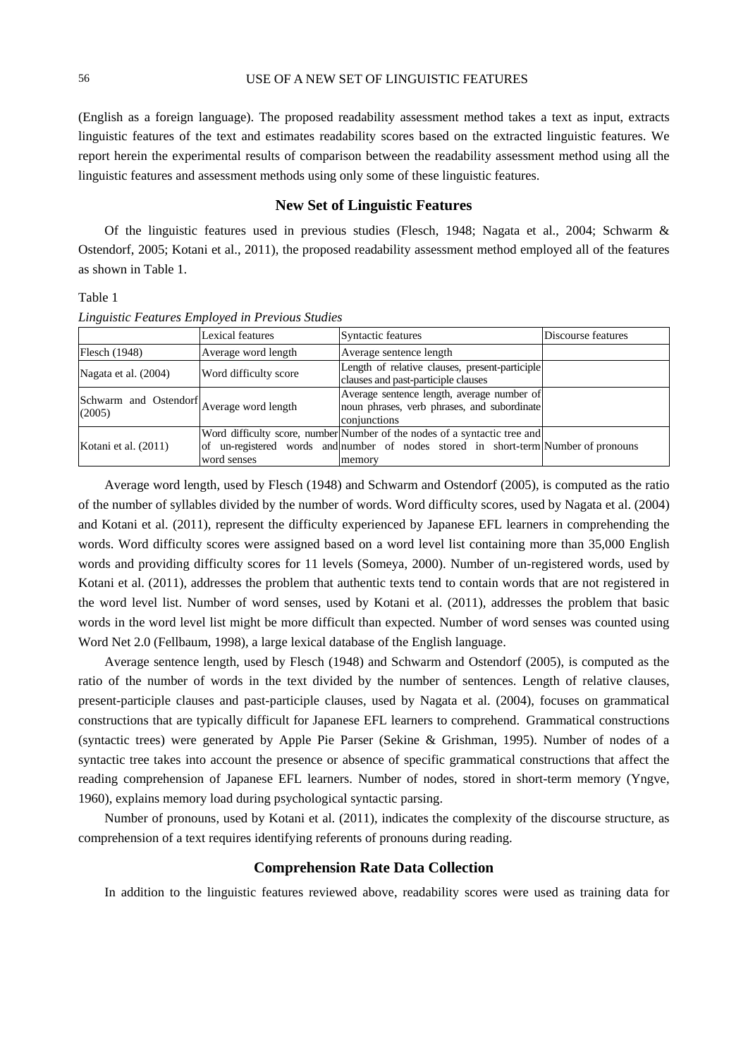(English as a foreign language). The proposed readability assessment method takes a text as input, extracts linguistic features of the text and estimates readability scores based on the extracted linguistic features. We report herein the experimental results of comparison between the readability assessment method using all the linguistic features and assessment methods using only some of these linguistic features.

## New Set of Linguistic Features

Of the linguistic features used in previous studies (Flesch, 1948; Nagata et al., 2004; Schwarm & Ostendorf, 2005; Kotani et al., 2011), the proposed readability assessment method employed all of the features as shown in Table 1.

Table 1

*Linguistic Features Employed in Previous Studies*

| | Lexical features | Syntactic features | Discourse features |
|---|---|---|---|
| Flesch (1948) | Average word length | Average sentence length | |
| Nagata et al. (2004) | Word difficulty score | Length of relative clauses, present-participle clauses and past-participle clauses | |
| Schwarm and Ostendorf (2005) | Average word length | Average sentence length, average number of noun phrases, verb phrases, and subordinate conjunctions | |
| Kotani et al. (2011) | Word difficulty score, number of un-registered words and word senses | Number of the nodes of a syntactic tree and number of nodes stored in short-term memory | Number of pronouns |

Average word length, used by Flesch (1948) and Schwarm and Ostendorf (2005), is computed as the ratio of the number of syllables divided by the number of words. Word difficulty scores, used by Nagata et al. (2004) and Kotani et al. (2011), represent the difficulty experienced by Japanese EFL learners in comprehending the words. Word difficulty scores were assigned based on a word level list containing more than 35,000 English words and providing difficulty scores for 11 levels (Someya, 2000). Number of un-registered words, used by Kotani et al. (2011), addresses the problem that authentic texts tend to contain words that are not registered in the word level list. Number of word senses, used by Kotani et al. (2011), addresses the problem that basic words in the word level list might be more difficult than expected. Number of word senses was counted using Word Net 2.0 (Fellbaum, 1998), a large lexical database of the English language.

Average sentence length, used by Flesch (1948) and Schwarm and Ostendorf (2005), is computed as the ratio of the number of words in the text divided by the number of sentences. Length of relative clauses, present-participle clauses and past-participle clauses, used by Nagata et al. (2004), focuses on grammatical constructions that are typically difficult for Japanese EFL learners to comprehend. Grammatical constructions (syntactic trees) were generated by Apple Pie Parser (Sekine & Grishman, 1995). Number of nodes of a syntactic tree takes into account the presence or absence of specific grammatical constructions that affect the reading comprehension of Japanese EFL learners. Number of nodes, stored in short-term memory (Yngve, 1960), explains memory load during psychological syntactic parsing.

Number of pronouns, used by Kotani et al. (2011), indicates the complexity of the discourse structure, as comprehension of a text requires identifying referents of pronouns during reading.

## Comprehension Rate Data Collection

In addition to the linguistic features reviewed above, readability scores were used as training data for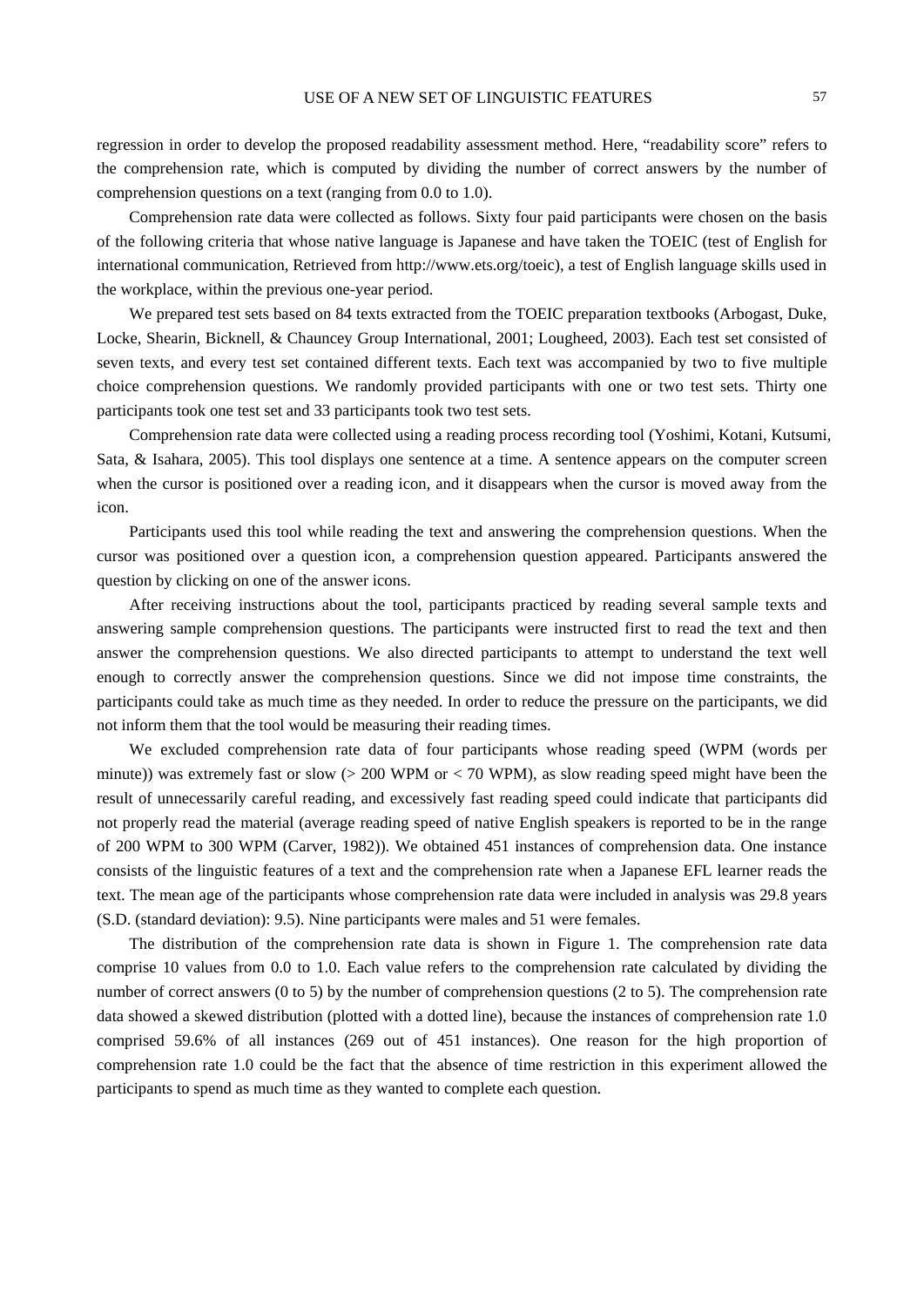regression in order to develop the proposed readability assessment method. Here, "readability score" refers to the comprehension rate, which is computed by dividing the number of correct answers by the number of comprehension questions on a text (ranging from 0.0 to 1.0).

Comprehension rate data were collected as follows. Sixty four paid participants were chosen on the basis of the following criteria that whose native language is Japanese and have taken the TOEIC (test of English for international communication, Retrieved from http://www.ets.org/toeic), a test of English language skills used in the workplace, within the previous one-year period.

We prepared test sets based on 84 texts extracted from the TOEIC preparation textbooks (Arbogast, Duke, Locke, Shearin, Bicknell, & Chauncey Group International, 2001; Lougheed, 2003). Each test set consisted of seven texts, and every test set contained different texts. Each text was accompanied by two to five multiple choice comprehension questions. We randomly provided participants with one or two test sets. Thirty one participants took one test set and 33 participants took two test sets.

Comprehension rate data were collected using a reading process recording tool (Yoshimi, Kotani, Kutsumi, Sata, & Isahara, 2005). This tool displays one sentence at a time. A sentence appears on the computer screen when the cursor is positioned over a reading icon, and it disappears when the cursor is moved away from the icon.

Participants used this tool while reading the text and answering the comprehension questions. When the cursor was positioned over a question icon, a comprehension question appeared. Participants answered the question by clicking on one of the answer icons.

After receiving instructions about the tool, participants practiced by reading several sample texts and answering sample comprehension questions. The participants were instructed first to read the text and then answer the comprehension questions. We also directed participants to attempt to understand the text well enough to correctly answer the comprehension questions. Since we did not impose time constraints, the participants could take as much time as they needed. In order to reduce the pressure on the participants, we did not inform them that the tool would be measuring their reading times.

We excluded comprehension rate data of four participants whose reading speed (WPM (words per minute)) was extremely fast or slow (> 200 WPM or < 70 WPM), as slow reading speed might have been the result of unnecessarily careful reading, and excessively fast reading speed could indicate that participants did not properly read the material (average reading speed of native English speakers is reported to be in the range of 200 WPM to 300 WPM (Carver, 1982)). We obtained 451 instances of comprehension data. One instance consists of the linguistic features of a text and the comprehension rate when a Japanese EFL learner reads the text. The mean age of the participants whose comprehension rate data were included in analysis was 29.8 years (S.D. (standard deviation): 9.5). Nine participants were males and 51 were females.

The distribution of the comprehension rate data is shown in Figure 1. The comprehension rate data comprise 10 values from 0.0 to 1.0. Each value refers to the comprehension rate calculated by dividing the number of correct answers (0 to 5) by the number of comprehension questions (2 to 5). The comprehension rate data showed a skewed distribution (plotted with a dotted line), because the instances of comprehension rate 1.0 comprised 59.6% of all instances (269 out of 451 instances). One reason for the high proportion of comprehension rate 1.0 could be the fact that the absence of time restriction in this experiment allowed the participants to spend as much time as they wanted to complete each question.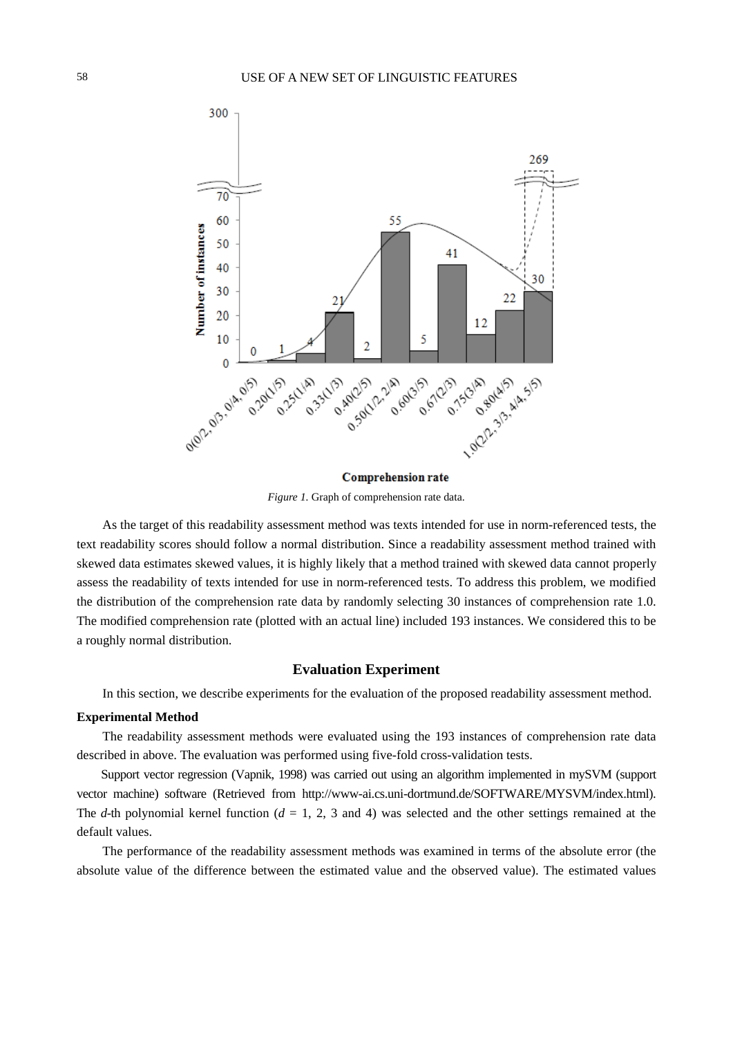*Figure 1.* Graph of comprehension rate data.

As the target of this readability assessment method was texts intended for use in norm-referenced tests, the text readability scores should follow a normal distribution. Since a readability assessment method trained with skewed data estimates skewed values, it is highly likely that a method trained with skewed data cannot properly assess the readability of texts intended for use in norm-referenced tests. To address this problem, we modified the distribution of the comprehension rate data by randomly selecting 30 instances of comprehension rate 1.0. The modified comprehension rate (plotted with an actual line) included 193 instances. We considered this to be a roughly normal distribution.

## Evaluation Experiment

In this section, we describe experiments for the evaluation of the proposed readability assessment method.

### Experimental Method

The readability assessment methods were evaluated using the 193 instances of comprehension rate data described in above. The evaluation was performed using five-fold cross-validation tests.

Support vector regression (Vapnik, 1998) was carried out using an algorithm implemented in mySVM (support vector machine) software (Retrieved from http://www-ai.cs.uni-dortmund.de/SOFTWARE/MYSVM/index.html). The $d$-th polynomial kernel function ($d$ = 1, 2, 3 and 4) was selected and the other settings remained at the default values.

The performance of the readability assessment methods was examined in terms of the absolute error (the absolute value of the difference between the estimated value and the observed value). The estimated values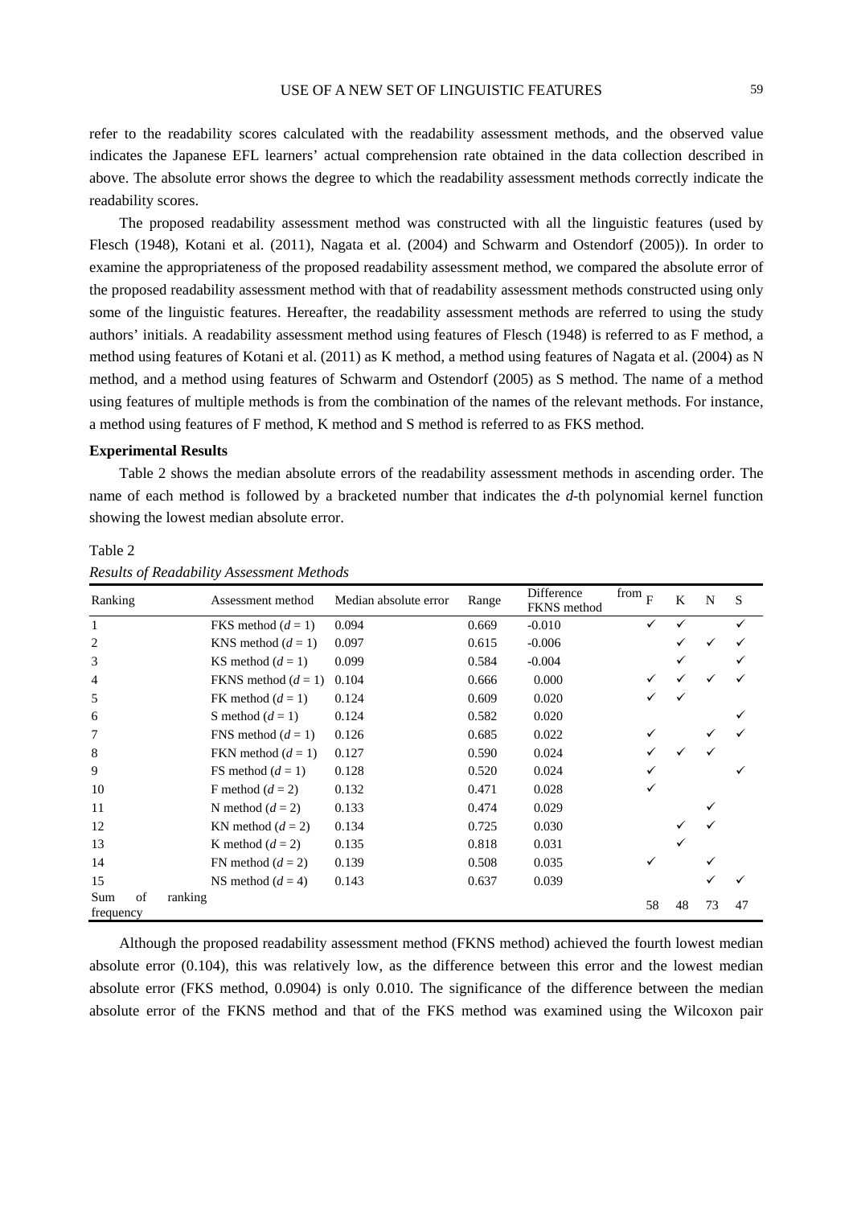refer to the readability scores calculated with the readability assessment methods, and the observed value indicates the Japanese EFL learners' actual comprehension rate obtained in the data collection described in above. The absolute error shows the degree to which the readability assessment methods correctly indicate the readability scores.

The proposed readability assessment method was constructed with all the linguistic features (used by Flesch (1948), Kotani et al. (2011), Nagata et al. (2004) and Schwarm and Ostendorf (2005)). In order to examine the appropriateness of the proposed readability assessment method, we compared the absolute error of the proposed readability assessment method with that of readability assessment methods constructed using only some of the linguistic features. Hereafter, the readability assessment methods are referred to using the study authors' initials. A readability assessment method using features of Flesch (1948) is referred to as F method, a method using features of Kotani et al. (2011) as K method, a method using features of Nagata et al. (2004) as N method, and a method using features of Schwarm and Ostendorf (2005) as S method. The name of a method using features of multiple methods is from the combination of the names of the relevant methods. For instance, a method using features of F method, K method and S method is referred to as FKS method.

**Experimental Results**

Table 2 shows the median absolute errors of the readability assessment methods in ascending order. The name of each method is followed by a bracketed number that indicates the *d*-th polynomial kernel function showing the lowest median absolute error.

Table 2

*Results of Readability Assessment Methods*

| Ranking | Assessment method | Median absolute error | Range | Difference from FKNS method | F | K | N | S |
|---|---|---|---|---|---|---|---|---|
| 1 | FKS method ($d = 1$) | 0.094 | 0.669 | -0.010 | ✓ | ✓ | | ✓ |
| 2 | KNS method ($d = 1$) | 0.097 | 0.615 | -0.006 | | ✓ | ✓ | ✓ |
| 3 | KS method ($d = 1$) | 0.099 | 0.584 | -0.004 | | ✓ | | ✓ |
| 4 | FKNS method ($d = 1$) | 0.104 | 0.666 | 0.000 | ✓ | ✓ | ✓ | ✓ |
| 5 | FK method ($d = 1$) | 0.124 | 0.609 | 0.020 | ✓ | ✓ | | |
| 6 | S method ($d = 1$) | 0.124 | 0.582 | 0.020 | | | | ✓ |
| 7 | FNS method ($d = 1$) | 0.126 | 0.685 | 0.022 | ✓ | | ✓ | ✓ |
| 8 | FKN method ($d = 1$) | 0.127 | 0.590 | 0.024 | ✓ | ✓ | ✓ | |
| 9 | FS method ($d = 1$) | 0.128 | 0.520 | 0.024 | ✓ | | | ✓ |
| 10 | F method ($d = 2$) | 0.132 | 0.471 | 0.028 | ✓ | | | |
| 11 | N method ($d = 2$) | 0.133 | 0.474 | 0.029 | | | ✓ | |
| 12 | KN method ($d = 2$) | 0.134 | 0.725 | 0.030 | | ✓ | ✓ | |
| 13 | K method ($d = 2$) | 0.135 | 0.818 | 0.031 | | ✓ | | |
| 14 | FN method ($d = 2$) | 0.139 | 0.508 | 0.035 | ✓ | | ✓ | |
| 15 | NS method ($d = 4$) | 0.143 | 0.637 | 0.039 | | | ✓ | ✓ |
| Sum of ranking frequency | | | | | 58 | 48 | 73 | 47 |

Although the proposed readability assessment method (FKNS method) achieved the fourth lowest median absolute error (0.104), this was relatively low, as the difference between this error and the lowest median absolute error (FKS method, 0.0904) is only 0.010. The significance of the difference between the median absolute error of the FKNS method and that of the FKS method was examined using the Wilcoxon pair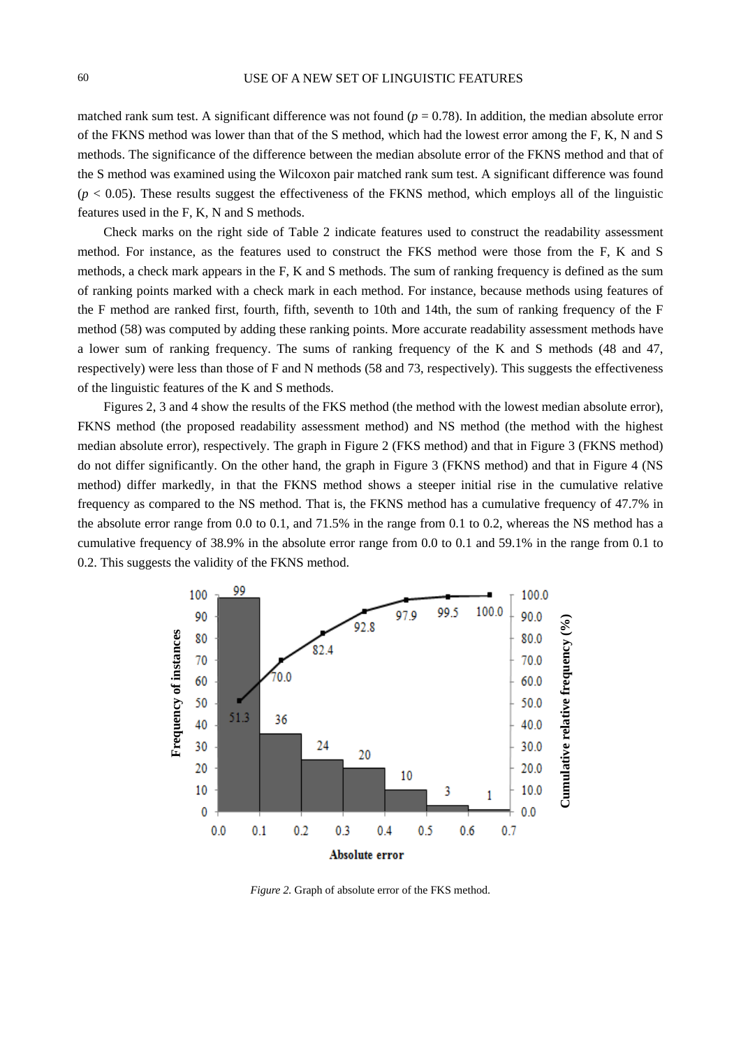matched rank sum test. A significant difference was not found ($p = 0.78$). In addition, the median absolute error of the FKNS method was lower than that of the S method, which had the lowest error among the F, K, N and S methods. The significance of the difference between the median absolute error of the FKNS method and that of the S method was examined using the Wilcoxon pair matched rank sum test. A significant difference was found ($p < 0.05$). These results suggest the effectiveness of the FKNS method, which employs all of the linguistic features used in the F, K, N and S methods.

Check marks on the right side of Table 2 indicate features used to construct the readability assessment method. For instance, as the features used to construct the FKS method were those from the F, K and S methods, a check mark appears in the F, K and S methods. The sum of ranking frequency is defined as the sum of ranking points marked with a check mark in each method. For instance, because methods using features of the F method are ranked first, fourth, fifth, seventh to 10th and 14th, the sum of ranking frequency of the F method (58) was computed by adding these ranking points. More accurate readability assessment methods have a lower sum of ranking frequency. The sums of ranking frequency of the K and S methods (48 and 47, respectively) were less than those of F and N methods (58 and 73, respectively). This suggests the effectiveness of the linguistic features of the K and S methods.

Figures 2, 3 and 4 show the results of the FKS method (the method with the lowest median absolute error), FKNS method (the proposed readability assessment method) and NS method (the method with the highest median absolute error), respectively. The graph in Figure 2 (FKS method) and that in Figure 3 (FKNS method) do not differ significantly. On the other hand, the graph in Figure 3 (FKNS method) and that in Figure 4 (NS method) differ markedly, in that the FKNS method shows a steeper initial rise in the cumulative relative frequency as compared to the NS method. That is, the FKNS method has a cumulative frequency of 47.7% in the absolute error range from 0.0 to 0.1, and 71.5% in the range from 0.1 to 0.2, whereas the NS method has a cumulative frequency of 38.9% in the absolute error range from 0.0 to 0.1 and 59.1% in the range from 0.1 to 0.2. This suggests the validity of the FKNS method.

*Figure 2.* Graph of absolute error of the FKS method.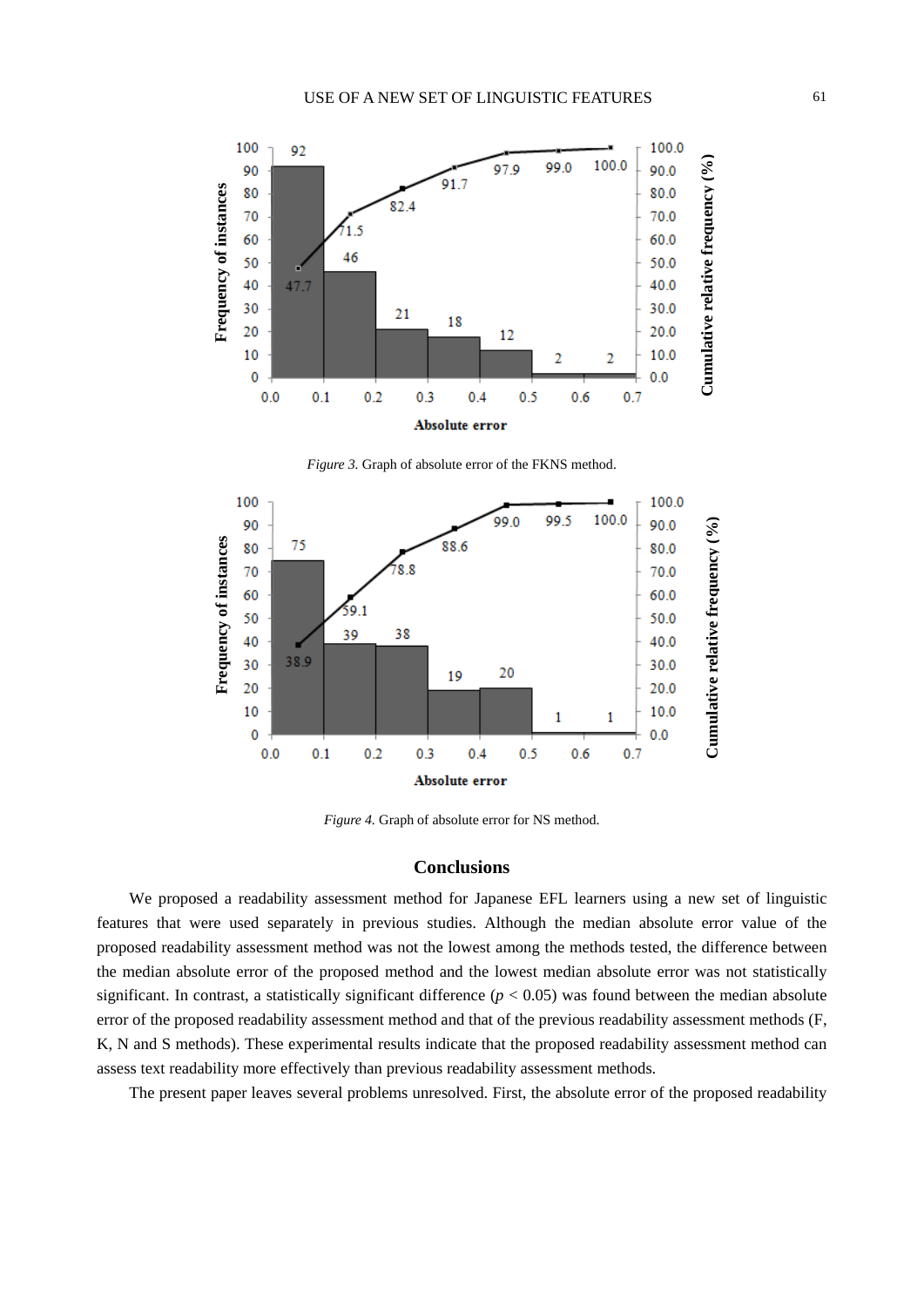*Figure 3.* Graph of absolute error of the FKNS method.

*Figure 4.* Graph of absolute error for NS method.

## Conclusions

We proposed a readability assessment method for Japanese EFL learners using a new set of linguistic features that were used separately in previous studies. Although the median absolute error value of the proposed readability assessment method was not the lowest among the methods tested, the difference between the median absolute error of the proposed method and the lowest median absolute error was not statistically significant. In contrast, a statistically significant difference ($p < 0.05$) was found between the median absolute error of the proposed readability assessment method and that of the previous readability assessment methods (F, K, N and S methods). These experimental results indicate that the proposed readability assessment method can assess text readability more effectively than previous readability assessment methods.

The present paper leaves several problems unresolved. First, the absolute error of the proposed readability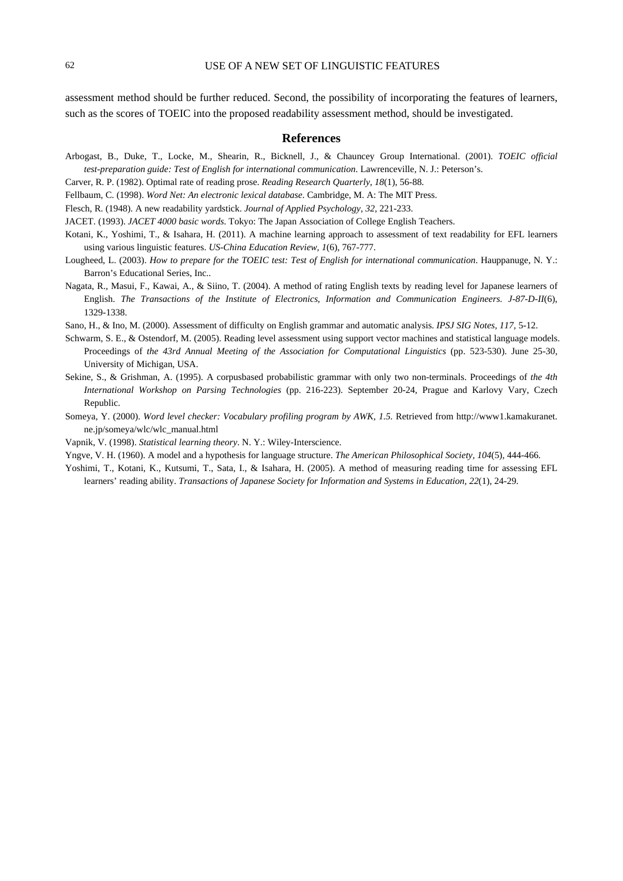assessment method should be further reduced. Second, the possibility of incorporating the features of learners, such as the scores of TOEIC into the proposed readability assessment method, should be investigated.

## References

Arbogast, B., Duke, T., Locke, M., Shearin, R., Bicknell, J., & Chauncey Group International. (2001). *TOEIC official test-preparation guide: Test of English for international communication*. Lawrenceville, N. J.: Peterson's.

Carver, R. P. (1982). Optimal rate of reading prose. *Reading Research Quarterly, 18*(1), 56-88.

Fellbaum, C. (1998). *Word Net: An electronic lexical database*. Cambridge, M. A: The MIT Press.

Flesch, R. (1948). A new readability yardstick. *Journal of Applied Psychology, 32*, 221-233.

JACET. (1993). *JACET 4000 basic words*. Tokyo: The Japan Association of College English Teachers.

Kotani, K., Yoshimi, T., & Isahara, H. (2011). A machine learning approach to assessment of text readability for EFL learners using various linguistic features. *US-China Education Review, 1*(6), 767-777.

Lougheed, L. (2003). *How to prepare for the TOEIC test: Test of English for international communication*. Hauppanuge, N. Y.: Barron's Educational Series, Inc..

Nagata, R., Masui, F., Kawai, A., & Siino, T. (2004). A method of rating English texts by reading level for Japanese learners of English. *The Transactions of the Institute of Electronics, Information and Communication Engineers. J-87-D-II*(6), 1329-1338.

Sano, H., & Ino, M. (2000). Assessment of difficulty on English grammar and automatic analysis. *IPSJ SIG Notes, 117*, 5-12.

Schwarm, S. E., & Ostendorf, M. (2005). Reading level assessment using support vector machines and statistical language models. Proceedings of *the 43rd Annual Meeting of the Association for Computational Linguistics* (pp. 523-530). June 25-30, University of Michigan, USA.

Sekine, S., & Grishman, A. (1995). A corpusbased probabilistic grammar with only two non-terminals. Proceedings of *the 4th International Workshop on Parsing Technologies* (pp. 216-223). September 20-24, Prague and Karlovy Vary, Czech Republic.

Someya, Y. (2000). *Word level checker: Vocabulary profiling program by AWK, 1.5*. Retrieved from http://www1.kamakuranet.ne.jp/someya/wlc/wlc_manual.html

Vapnik, V. (1998). *Statistical learning theory*. N. Y.: Wiley-Interscience.

Yngve, V. H. (1960). A model and a hypothesis for language structure. *The American Philosophical Society, 104*(5), 444-466.

Yoshimi, T., Kotani, K., Kutsumi, T., Sata, I., & Isahara, H. (2005). A method of measuring reading time for assessing EFL learners' reading ability. *Transactions of Japanese Society for Information and Systems in Education, 22*(1), 24-29.